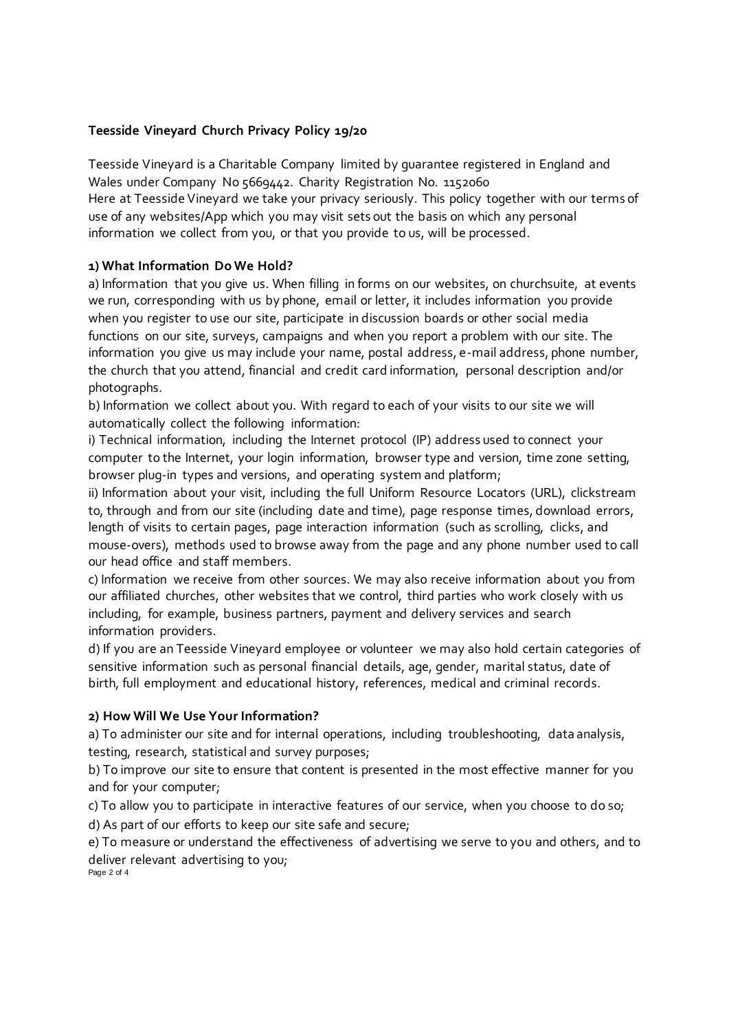**Teesside Vineyard Church Privacy Policy 19/20**

Teesside Vineyard is a Charitable Company limited by guarantee registered in England and Wales under Company No 5669442. Charity Registration No. 1152060
Here at Teesside Vineyard we take your privacy seriously. This policy together with our terms of use of any websites/App which you may visit sets out the basis on which any personal information we collect from you, or that you provide to us, will be processed.

**1) What Information Do We Hold?**

a) Information that you give us. When filling in forms on our websites, on churchsuite, at events we run, corresponding with us by phone, email or letter, it includes information you provide when you register to use our site, participate in discussion boards or other social media functions on our site, surveys, campaigns and when you report a problem with our site. The information you give us may include your name, postal address, e-mail address, phone number, the church that you attend, financial and credit card information, personal description and/or photographs.

b) Information we collect about you. With regard to each of your visits to our site we will automatically collect the following information:

i) Technical information, including the Internet protocol (IP) address used to connect your computer to the Internet, your login information, browser type and version, time zone setting, browser plug-in types and versions, and operating system and platform;

ii) Information about your visit, including the full Uniform Resource Locators (URL), clickstream to, through and from our site (including date and time), page response times, download errors, length of visits to certain pages, page interaction information (such as scrolling, clicks, and mouse-overs), methods used to browse away from the page and any phone number used to call our head office and staff members.

c) Information we receive from other sources. We may also receive information about you from our affiliated churches, other websites that we control, third parties who work closely with us including, for example, business partners, payment and delivery services and search information providers.

d) If you are an Teesside Vineyard employee or volunteer we may also hold certain categories of sensitive information such as personal financial details, age, gender, marital status, date of birth, full employment and educational history, references, medical and criminal records.

**2) How Will We Use Your Information?**

a) To administer our site and for internal operations, including troubleshooting, data analysis, testing, research, statistical and survey purposes;

b) To improve our site to ensure that content is presented in the most effective manner for you and for your computer;

c) To allow you to participate in interactive features of our service, when you choose to do so;

d) As part of our efforts to keep our site safe and secure;

e) To measure or understand the effectiveness of advertising we serve to you and others, and to deliver relevant advertising to you;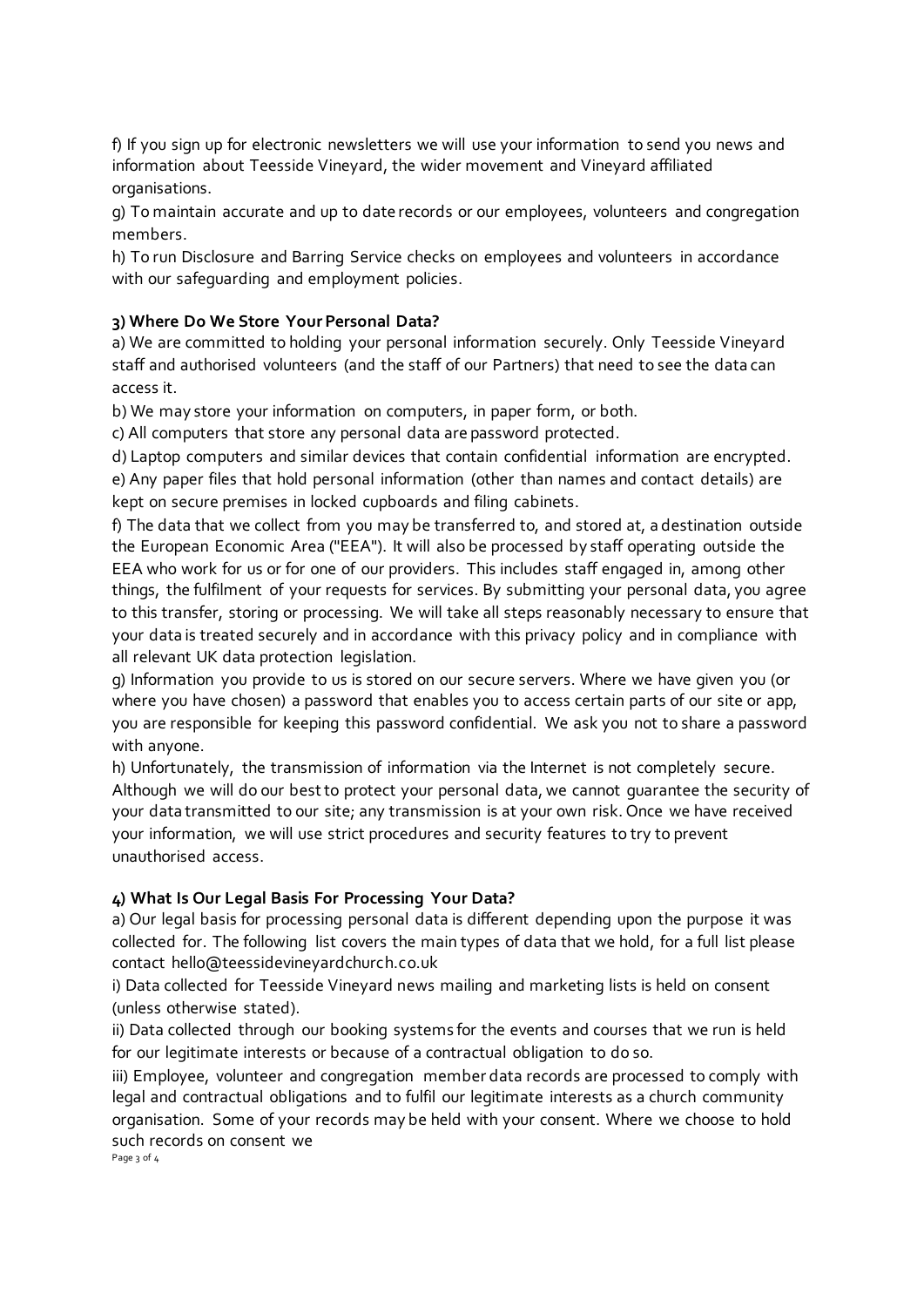f) If you sign up for electronic newsletters we will use your information to send you news and information about Teesside Vineyard, the wider movement and Vineyard affiliated organisations.

g) To maintain accurate and up to date records or our employees, volunteers and congregation members.

h) To run Disclosure and Barring Service checks on employees and volunteers in accordance with our safeguarding and employment policies.

**3) Where Do We Store Your Personal Data?**

a) We are committed to holding your personal information securely. Only Teesside Vineyard staff and authorised volunteers (and the staff of our Partners) that need to see the data can access it.

b) We may store your information on computers, in paper form, or both.

c) All computers that store any personal data are password protected.

d) Laptop computers and similar devices that contain confidential information are encrypted.

e) Any paper files that hold personal information (other than names and contact details) are kept on secure premises in locked cupboards and filing cabinets.

f) The data that we collect from you may be transferred to, and stored at, a destination outside the European Economic Area ("EEA"). It will also be processed by staff operating outside the EEA who work for us or for one of our providers. This includes staff engaged in, among other things, the fulfilment of your requests for services. By submitting your personal data, you agree to this transfer, storing or processing. We will take all steps reasonably necessary to ensure that your data is treated securely and in accordance with this privacy policy and in compliance with all relevant UK data protection legislation.

g) Information you provide to us is stored on our secure servers. Where we have given you (or where you have chosen) a password that enables you to access certain parts of our site or app, you are responsible for keeping this password confidential. We ask you not to share a password with anyone.

h) Unfortunately, the transmission of information via the Internet is not completely secure. Although we will do our best to protect your personal data, we cannot guarantee the security of your data transmitted to our site; any transmission is at your own risk. Once we have received your information, we will use strict procedures and security features to try to prevent unauthorised access.

**4) What Is Our Legal Basis For Processing Your Data?**

a) Our legal basis for processing personal data is different depending upon the purpose it was collected for. The following list covers the main types of data that we hold, for a full list please contact hello@teessidevineyardchurch.co.uk

i) Data collected for Teesside Vineyard news mailing and marketing lists is held on consent (unless otherwise stated).

ii) Data collected through our booking systems for the events and courses that we run is held for our legitimate interests or because of a contractual obligation to do so.

iii) Employee, volunteer and congregation member data records are processed to comply with legal and contractual obligations and to fulfil our legitimate interests as a church community organisation. Some of your records may be held with your consent. Where we choose to hold such records on consent we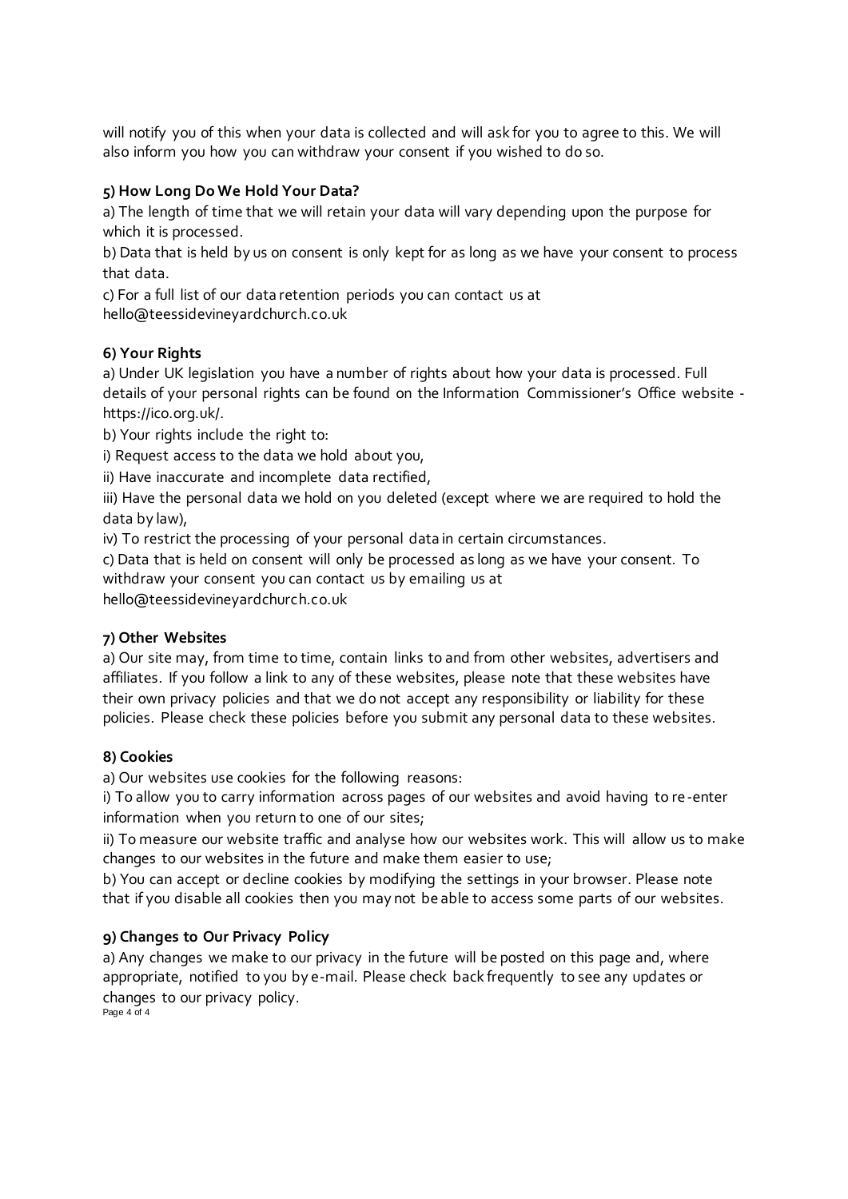will notify you of this when your data is collected and will ask for you to agree to this. We will also inform you how you can withdraw your consent if you wished to do so.

### 5) How Long Do We Hold Your Data?

a) The length of time that we will retain your data will vary depending upon the purpose for which it is processed.

b) Data that is held by us on consent is only kept for as long as we have your consent to process that data.

c) For a full list of our data retention periods you can contact us at hello@teessidevineyardchurch.co.uk

### 6) Your Rights

a) Under UK legislation you have a number of rights about how your data is processed. Full details of your personal rights can be found on the Information Commissioner's Office website - https://ico.org.uk/.

b) Your rights include the right to:

i) Request access to the data we hold about you,

ii) Have inaccurate and incomplete data rectified,

iii) Have the personal data we hold on you deleted (except where we are required to hold the data by law),

iv) To restrict the processing of your personal data in certain circumstances.

c) Data that is held on consent will only be processed as long as we have your consent. To withdraw your consent you can contact us by emailing us at hello@teessidevineyardchurch.co.uk

### 7) Other Websites

a) Our site may, from time to time, contain links to and from other websites, advertisers and affiliates. If you follow a link to any of these websites, please note that these websites have their own privacy policies and that we do not accept any responsibility or liability for these policies. Please check these policies before you submit any personal data to these websites.

### 8) Cookies

a) Our websites use cookies for the following reasons:

i) To allow you to carry information across pages of our websites and avoid having to re-enter information when you return to one of our sites;

ii) To measure our website traffic and analyse how our websites work. This will allow us to make changes to our websites in the future and make them easier to use;

b) You can accept or decline cookies by modifying the settings in your browser. Please note that if you disable all cookies then you may not be able to access some parts of our websites.

### 9) Changes to Our Privacy Policy

a) Any changes we make to our privacy in the future will be posted on this page and, where appropriate, notified to you by e-mail. Please check back frequently to see any updates or changes to our privacy policy.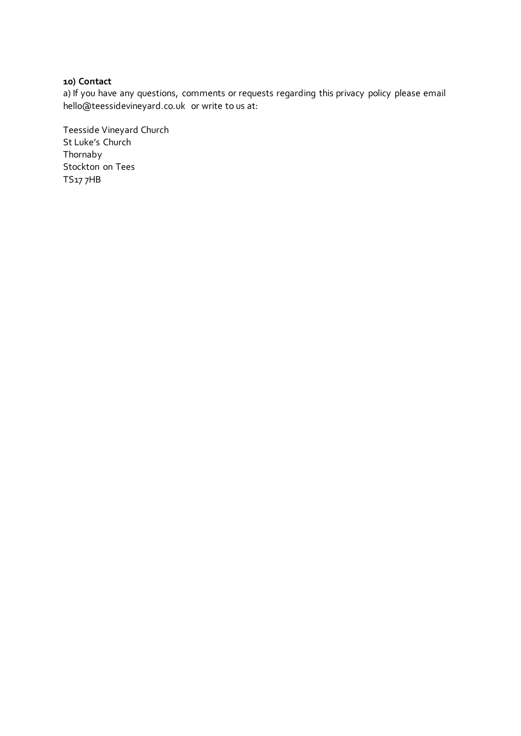**10) Contact**

a) If you have any questions, comments or requests regarding this privacy policy please email hello@teessidevineyard.co.uk or write to us at:

Teesside Vineyard Church
St Luke's Church
Thornaby
Stockton on Tees
TS17 7HB